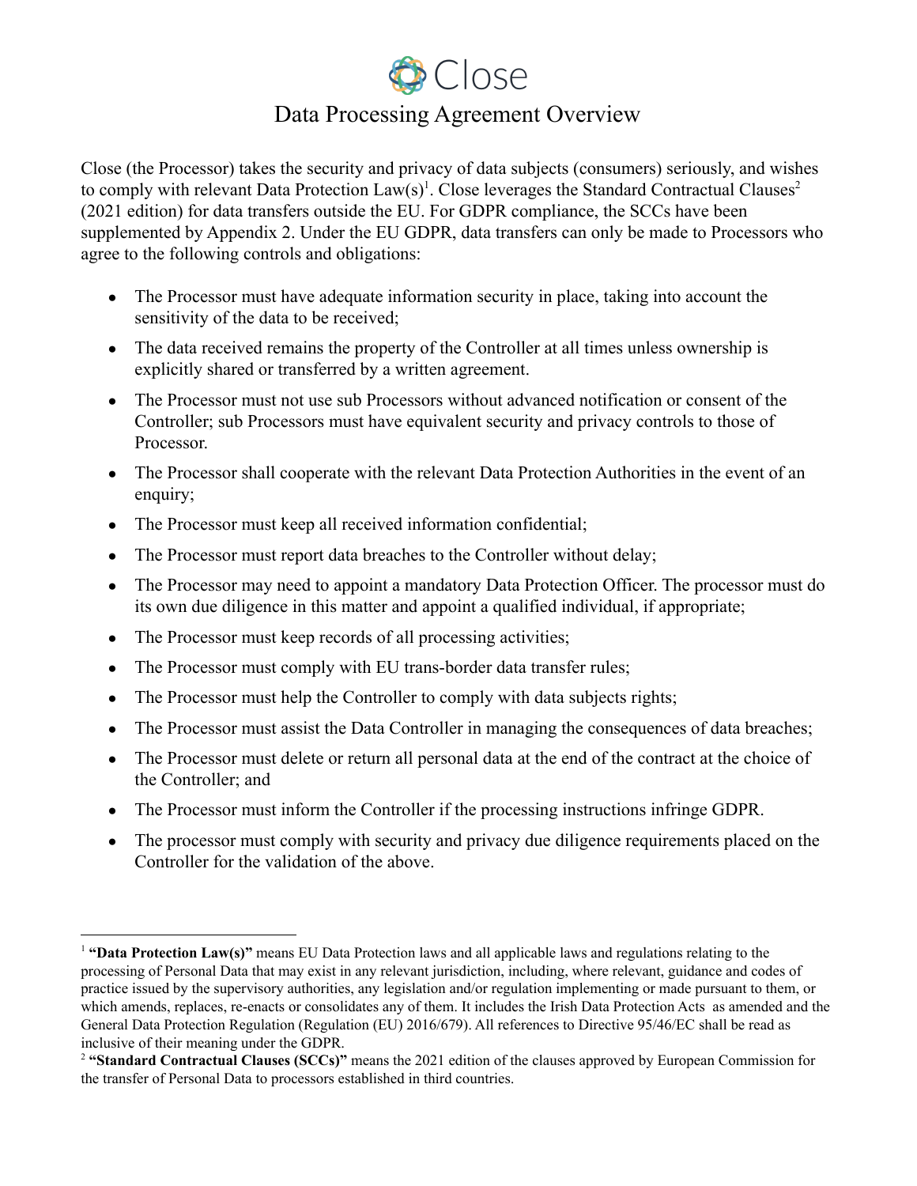# Close

## Data Processing Agreement Overview

Close (the Processor) takes the security and privacy of data subjects (consumers) seriously, and wishes to comply with relevant Data Protection Law(s)[1]. Close leverages the Standard Contractual Clauses[2] (2021 edition) for data transfers outside the EU. For GDPR compliance, the SCCs have been supplemented by Appendix 2. Under the EU GDPR, data transfers can only be made to Processors who agree to the following controls and obligations:

- The Processor must have adequate information security in place, taking into account the sensitivity of the data to be received;
- The data received remains the property of the Controller at all times unless ownership is explicitly shared or transferred by a written agreement.
- The Processor must not use sub Processors without advanced notification or consent of the Controller; sub Processors must have equivalent security and privacy controls to those of Processor.
- The Processor shall cooperate with the relevant Data Protection Authorities in the event of an enquiry;
- The Processor must keep all received information confidential;
- The Processor must report data breaches to the Controller without delay;
- The Processor may need to appoint a mandatory Data Protection Officer. The processor must do its own due diligence in this matter and appoint a qualified individual, if appropriate;
- The Processor must keep records of all processing activities;
- The Processor must comply with EU trans-border data transfer rules;
- The Processor must help the Controller to comply with data subjects rights;
- The Processor must assist the Data Controller in managing the consequences of data breaches;
- The Processor must delete or return all personal data at the end of the contract at the choice of the Controller; and
- The Processor must inform the Controller if the processing instructions infringe GDPR.
- The processor must comply with security and privacy due diligence requirements placed on the Controller for the validation of the above.

---

[1] **"Data Protection Law(s)"** means EU Data Protection laws and all applicable laws and regulations relating to the processing of Personal Data that may exist in any relevant jurisdiction, including, where relevant, guidance and codes of practice issued by the supervisory authorities, any legislation and/or regulation implementing or made pursuant to them, or which amends, replaces, re-enacts or consolidates any of them. It includes the Irish Data Protection Acts as amended and the General Data Protection Regulation (Regulation (EU) 2016/679). All references to Directive 95/46/EC shall be read as inclusive of their meaning under the GDPR.

[2] **"Standard Contractual Clauses (SCCs)"** means the 2021 edition of the clauses approved by European Commission for the transfer of Personal Data to processors established in third countries.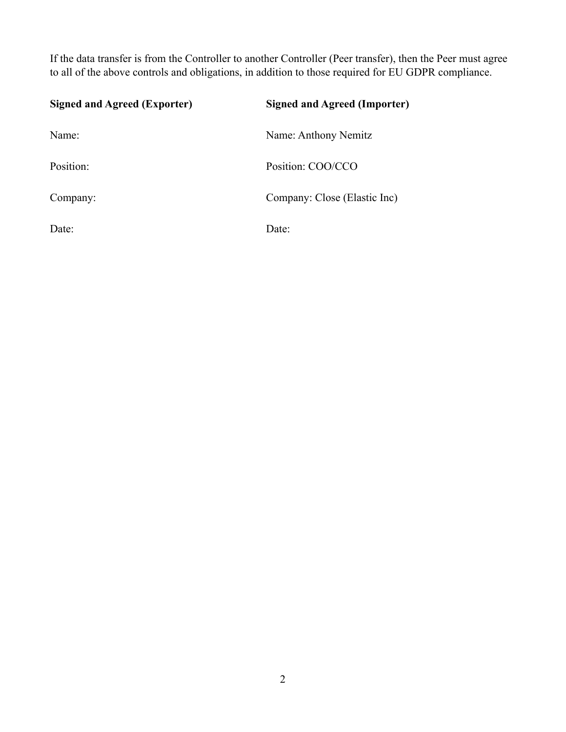If the data transfer is from the Controller to another Controller (Peer transfer), then the Peer must agree to all of the above controls and obligations, in addition to those required for EU GDPR compliance.

| **Signed and Agreed (Exporter)** | **Signed and Agreed (Importer)** |
|---|---|
| Name: | Name: Anthony Nemitz |
| Position: | Position: COO/CCO |
| Company: | Company: Close (Elastic Inc) |
| Date: | Date: |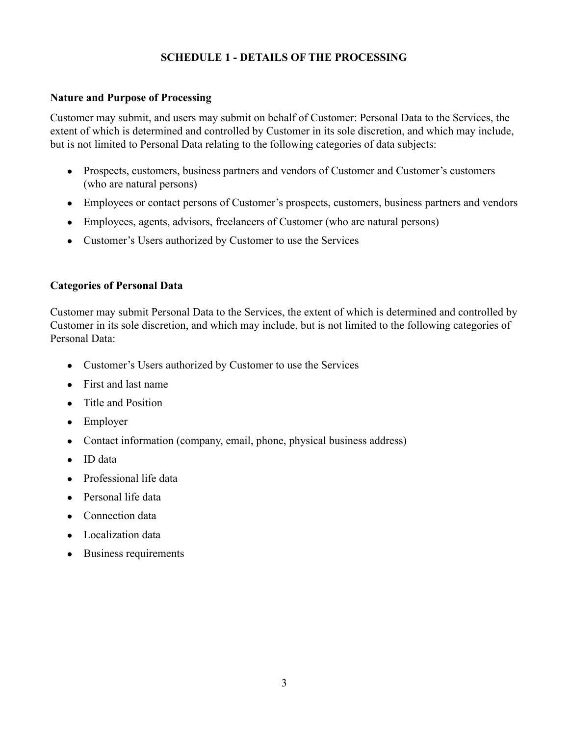# SCHEDULE 1 - DETAILS OF THE PROCESSING

**Nature and Purpose of Processing**

Customer may submit, and users may submit on behalf of Customer: Personal Data to the Services, the extent of which is determined and controlled by Customer in its sole discretion, and which may include, but is not limited to Personal Data relating to the following categories of data subjects:

- Prospects, customers, business partners and vendors of Customer and Customer's customers (who are natural persons)
- Employees or contact persons of Customer's prospects, customers, business partners and vendors
- Employees, agents, advisors, freelancers of Customer (who are natural persons)
- Customer's Users authorized by Customer to use the Services

**Categories of Personal Data**

Customer may submit Personal Data to the Services, the extent of which is determined and controlled by Customer in its sole discretion, and which may include, but is not limited to the following categories of Personal Data:

- Customer's Users authorized by Customer to use the Services
- First and last name
- Title and Position
- Employer
- Contact information (company, email, phone, physical business address)
- ID data
- Professional life data
- Personal life data
- Connection data
- Localization data
- Business requirements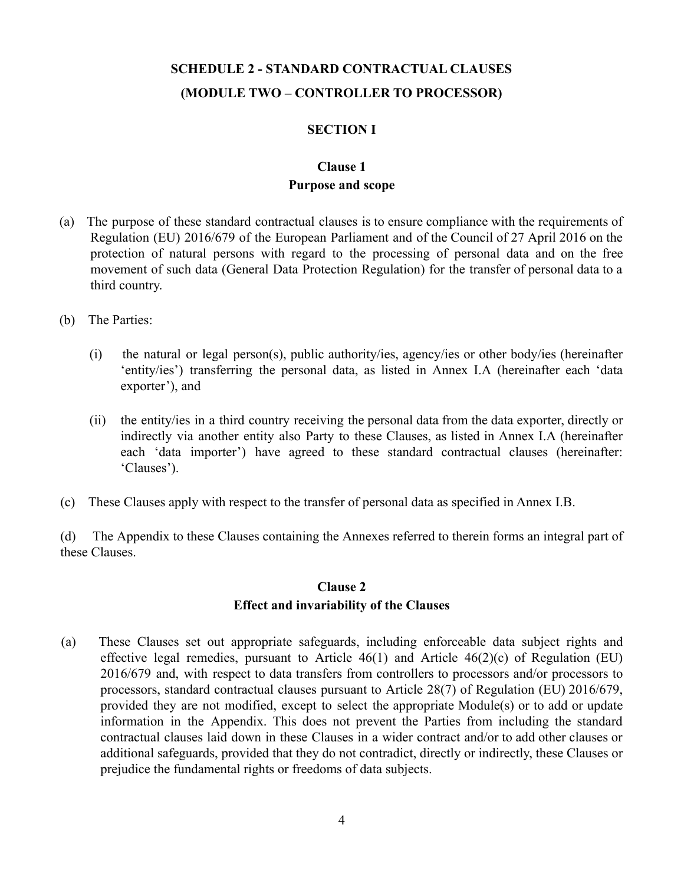# SCHEDULE 2 - STANDARD CONTRACTUAL CLAUSES

# (MODULE TWO – CONTROLLER TO PROCESSOR)

## SECTION I

### Clause 1
### Purpose and scope

(a) The purpose of these standard contractual clauses is to ensure compliance with the requirements of Regulation (EU) 2016/679 of the European Parliament and of the Council of 27 April 2016 on the protection of natural persons with regard to the processing of personal data and on the free movement of such data (General Data Protection Regulation) for the transfer of personal data to a third country.

(b) The Parties:

(i) the natural or legal person(s), public authority/ies, agency/ies or other body/ies (hereinafter 'entity/ies') transferring the personal data, as listed in Annex I.A (hereinafter each 'data exporter'), and

(ii) the entity/ies in a third country receiving the personal data from the data exporter, directly or indirectly via another entity also Party to these Clauses, as listed in Annex I.A (hereinafter each 'data importer') have agreed to these standard contractual clauses (hereinafter: 'Clauses').

(c) These Clauses apply with respect to the transfer of personal data as specified in Annex I.B.

(d) The Appendix to these Clauses containing the Annexes referred to therein forms an integral part of these Clauses.

### Clause 2
### Effect and invariability of the Clauses

(a) These Clauses set out appropriate safeguards, including enforceable data subject rights and effective legal remedies, pursuant to Article 46(1) and Article 46(2)(c) of Regulation (EU) 2016/679 and, with respect to data transfers from controllers to processors and/or processors to processors, standard contractual clauses pursuant to Article 28(7) of Regulation (EU) 2016/679, provided they are not modified, except to select the appropriate Module(s) or to add or update information in the Appendix. This does not prevent the Parties from including the standard contractual clauses laid down in these Clauses in a wider contract and/or to add other clauses or additional safeguards, provided that they do not contradict, directly or indirectly, these Clauses or prejudice the fundamental rights or freedoms of data subjects.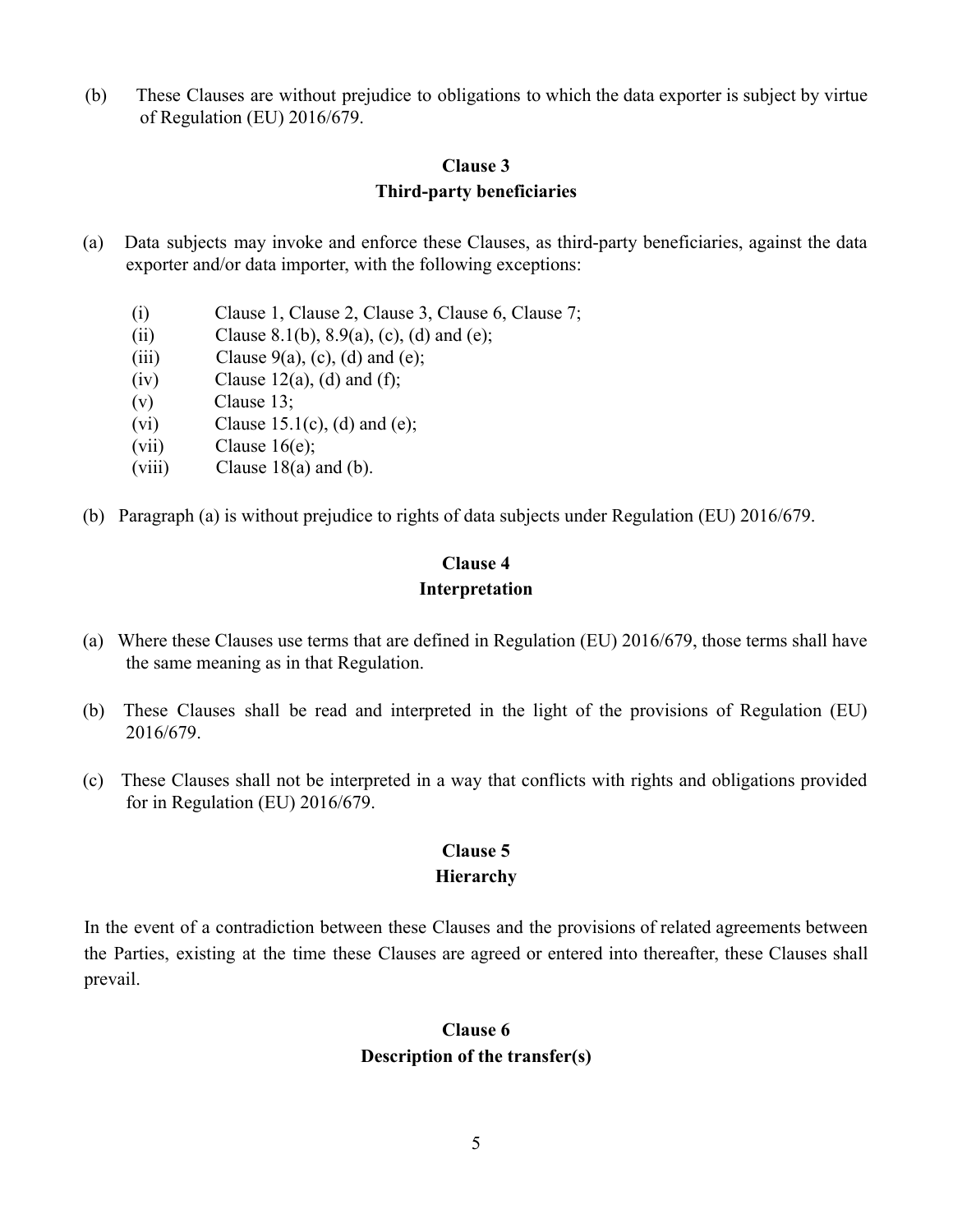(b) These Clauses are without prejudice to obligations to which the data exporter is subject by virtue of Regulation (EU) 2016/679.

### Clause 3
### Third-party beneficiaries

(a) Data subjects may invoke and enforce these Clauses, as third-party beneficiaries, against the data exporter and/or data importer, with the following exceptions:

- (i) Clause 1, Clause 2, Clause 3, Clause 6, Clause 7;
- (ii) Clause 8.1(b), 8.9(a), (c), (d) and (e);
- (iii) Clause 9(a), (c), (d) and (e);
- (iv) Clause 12(a), (d) and (f);
- (v) Clause 13;
- (vi) Clause 15.1(c), (d) and (e);
- (vii) Clause 16(e);
- (viii) Clause 18(a) and (b).

(b) Paragraph (a) is without prejudice to rights of data subjects under Regulation (EU) 2016/679.

### Clause 4
### Interpretation

(a) Where these Clauses use terms that are defined in Regulation (EU) 2016/679, those terms shall have the same meaning as in that Regulation.

(b) These Clauses shall be read and interpreted in the light of the provisions of Regulation (EU) 2016/679.

(c) These Clauses shall not be interpreted in a way that conflicts with rights and obligations provided for in Regulation (EU) 2016/679.

### Clause 5
### Hierarchy

In the event of a contradiction between these Clauses and the provisions of related agreements between the Parties, existing at the time these Clauses are agreed or entered into thereafter, these Clauses shall prevail.

### Clause 6
### Description of the transfer(s)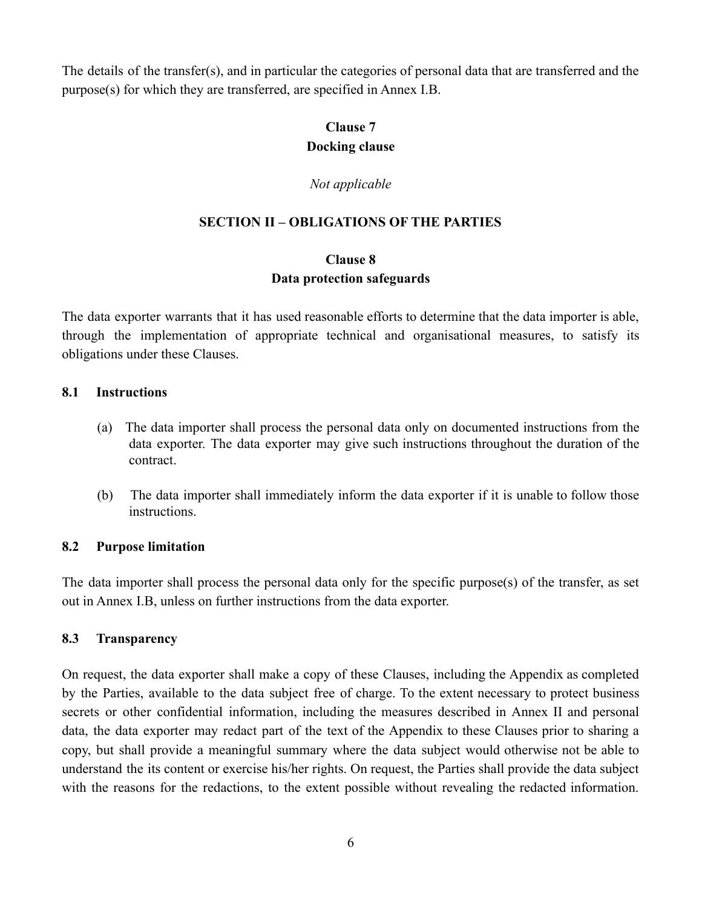The details of the transfer(s), and in particular the categories of personal data that are transferred and the purpose(s) for which they are transferred, are specified in Annex I.B.

### Clause 7
### Docking clause

*Not applicable*

## SECTION II – OBLIGATIONS OF THE PARTIES

### Clause 8
### Data protection safeguards

The data exporter warrants that it has used reasonable efforts to determine that the data importer is able, through the implementation of appropriate technical and organisational measures, to satisfy its obligations under these Clauses.

#### 8.1 Instructions

(a) The data importer shall process the personal data only on documented instructions from the data exporter. The data exporter may give such instructions throughout the duration of the contract.

(b) The data importer shall immediately inform the data exporter if it is unable to follow those instructions.

#### 8.2 Purpose limitation

The data importer shall process the personal data only for the specific purpose(s) of the transfer, as set out in Annex I.B, unless on further instructions from the data exporter.

#### 8.3 Transparency

On request, the data exporter shall make a copy of these Clauses, including the Appendix as completed by the Parties, available to the data subject free of charge. To the extent necessary to protect business secrets or other confidential information, including the measures described in Annex II and personal data, the data exporter may redact part of the text of the Appendix to these Clauses prior to sharing a copy, but shall provide a meaningful summary where the data subject would otherwise not be able to understand the its content or exercise his/her rights. On request, the Parties shall provide the data subject with the reasons for the redactions, to the extent possible without revealing the redacted information.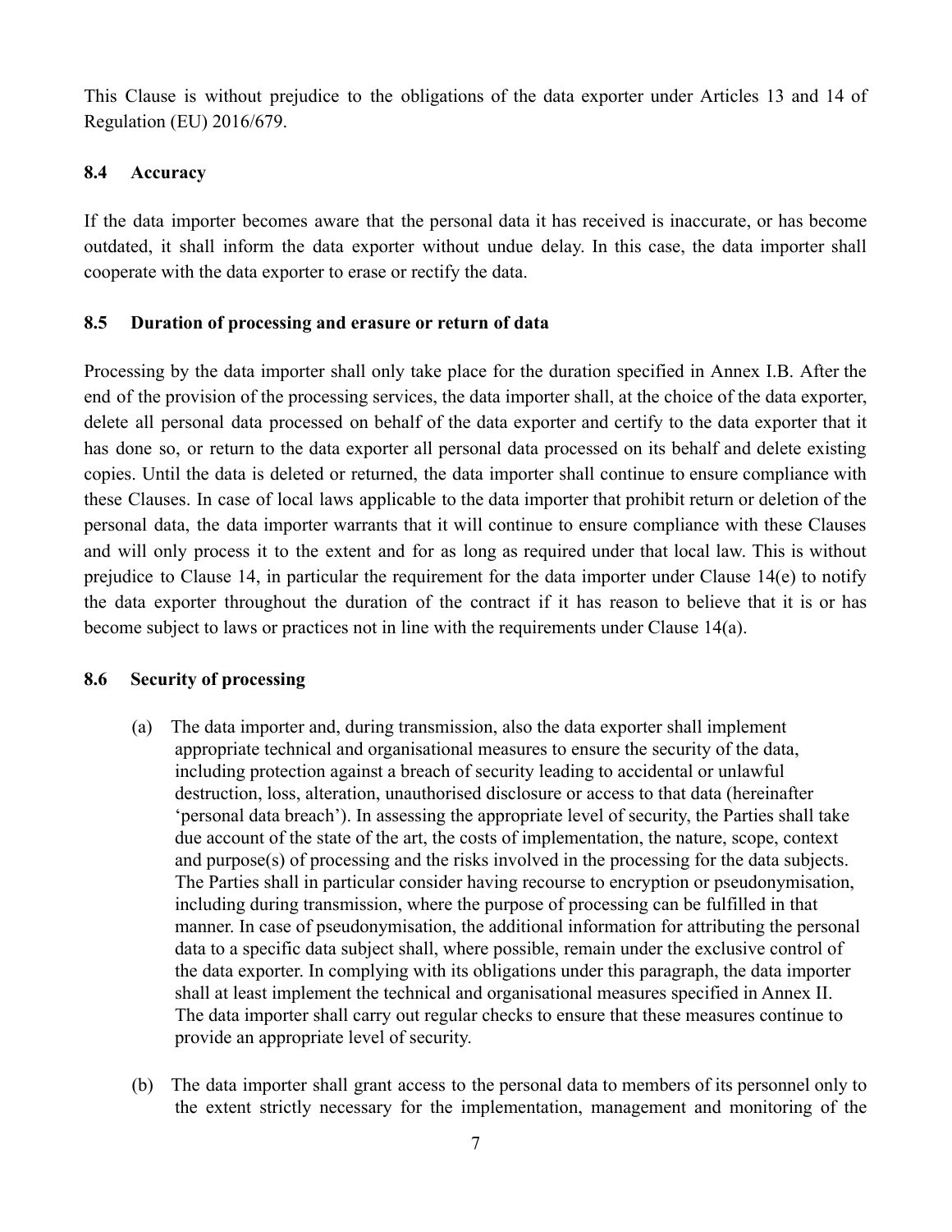This Clause is without prejudice to the obligations of the data exporter under Articles 13 and 14 of Regulation (EU) 2016/679.

### 8.4 Accuracy

If the data importer becomes aware that the personal data it has received is inaccurate, or has become outdated, it shall inform the data exporter without undue delay. In this case, the data importer shall cooperate with the data exporter to erase or rectify the data.

### 8.5 Duration of processing and erasure or return of data

Processing by the data importer shall only take place for the duration specified in Annex I.B. After the end of the provision of the processing services, the data importer shall, at the choice of the data exporter, delete all personal data processed on behalf of the data exporter and certify to the data exporter that it has done so, or return to the data exporter all personal data processed on its behalf and delete existing copies. Until the data is deleted or returned, the data importer shall continue to ensure compliance with these Clauses. In case of local laws applicable to the data importer that prohibit return or deletion of the personal data, the data importer warrants that it will continue to ensure compliance with these Clauses and will only process it to the extent and for as long as required under that local law. This is without prejudice to Clause 14, in particular the requirement for the data importer under Clause 14(e) to notify the data exporter throughout the duration of the contract if it has reason to believe that it is or has become subject to laws or practices not in line with the requirements under Clause 14(a).

### 8.6 Security of processing

(a) The data importer and, during transmission, also the data exporter shall implement appropriate technical and organisational measures to ensure the security of the data, including protection against a breach of security leading to accidental or unlawful destruction, loss, alteration, unauthorised disclosure or access to that data (hereinafter 'personal data breach'). In assessing the appropriate level of security, the Parties shall take due account of the state of the art, the costs of implementation, the nature, scope, context and purpose(s) of processing and the risks involved in the processing for the data subjects. The Parties shall in particular consider having recourse to encryption or pseudonymisation, including during transmission, where the purpose of processing can be fulfilled in that manner. In case of pseudonymisation, the additional information for attributing the personal data to a specific data subject shall, where possible, remain under the exclusive control of the data exporter. In complying with its obligations under this paragraph, the data importer shall at least implement the technical and organisational measures specified in Annex II. The data importer shall carry out regular checks to ensure that these measures continue to provide an appropriate level of security.

(b) The data importer shall grant access to the personal data to members of its personnel only to the extent strictly necessary for the implementation, management and monitoring of the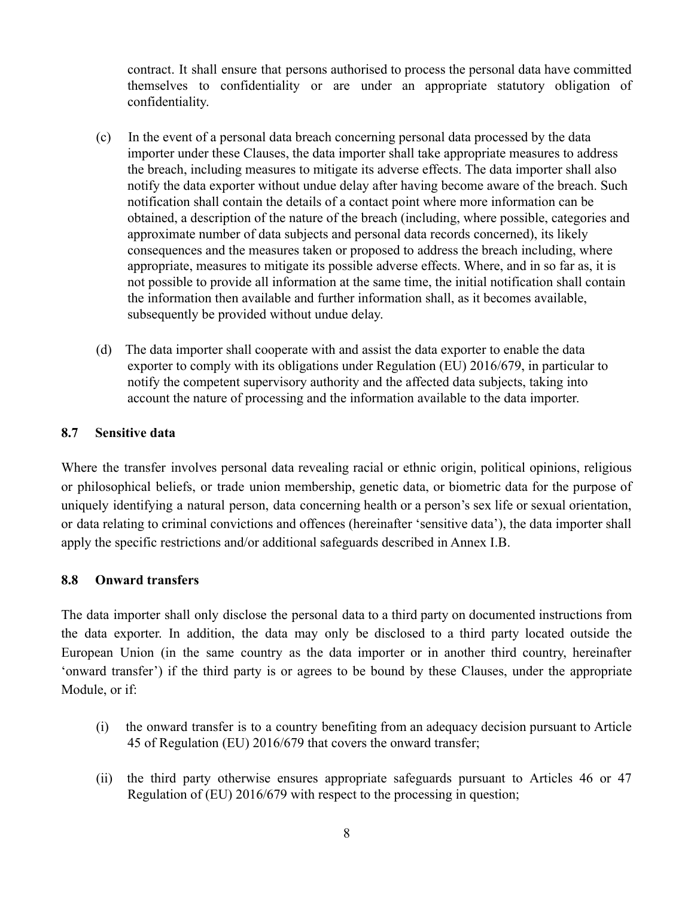contract. It shall ensure that persons authorised to process the personal data have committed themselves to confidentiality or are under an appropriate statutory obligation of confidentiality.

(c) In the event of a personal data breach concerning personal data processed by the data importer under these Clauses, the data importer shall take appropriate measures to address the breach, including measures to mitigate its adverse effects. The data importer shall also notify the data exporter without undue delay after having become aware of the breach. Such notification shall contain the details of a contact point where more information can be obtained, a description of the nature of the breach (including, where possible, categories and approximate number of data subjects and personal data records concerned), its likely consequences and the measures taken or proposed to address the breach including, where appropriate, measures to mitigate its possible adverse effects. Where, and in so far as, it is not possible to provide all information at the same time, the initial notification shall contain the information then available and further information shall, as it becomes available, subsequently be provided without undue delay.

(d) The data importer shall cooperate with and assist the data exporter to enable the data exporter to comply with its obligations under Regulation (EU) 2016/679, in particular to notify the competent supervisory authority and the affected data subjects, taking into account the nature of processing and the information available to the data importer.

### 8.7 Sensitive data

Where the transfer involves personal data revealing racial or ethnic origin, political opinions, religious or philosophical beliefs, or trade union membership, genetic data, or biometric data for the purpose of uniquely identifying a natural person, data concerning health or a person's sex life or sexual orientation, or data relating to criminal convictions and offences (hereinafter 'sensitive data'), the data importer shall apply the specific restrictions and/or additional safeguards described in Annex I.B.

### 8.8 Onward transfers

The data importer shall only disclose the personal data to a third party on documented instructions from the data exporter. In addition, the data may only be disclosed to a third party located outside the European Union (in the same country as the data importer or in another third country, hereinafter 'onward transfer') if the third party is or agrees to be bound by these Clauses, under the appropriate Module, or if:

(i) the onward transfer is to a country benefiting from an adequacy decision pursuant to Article 45 of Regulation (EU) 2016/679 that covers the onward transfer;

(ii) the third party otherwise ensures appropriate safeguards pursuant to Articles 46 or 47 Regulation of (EU) 2016/679 with respect to the processing in question;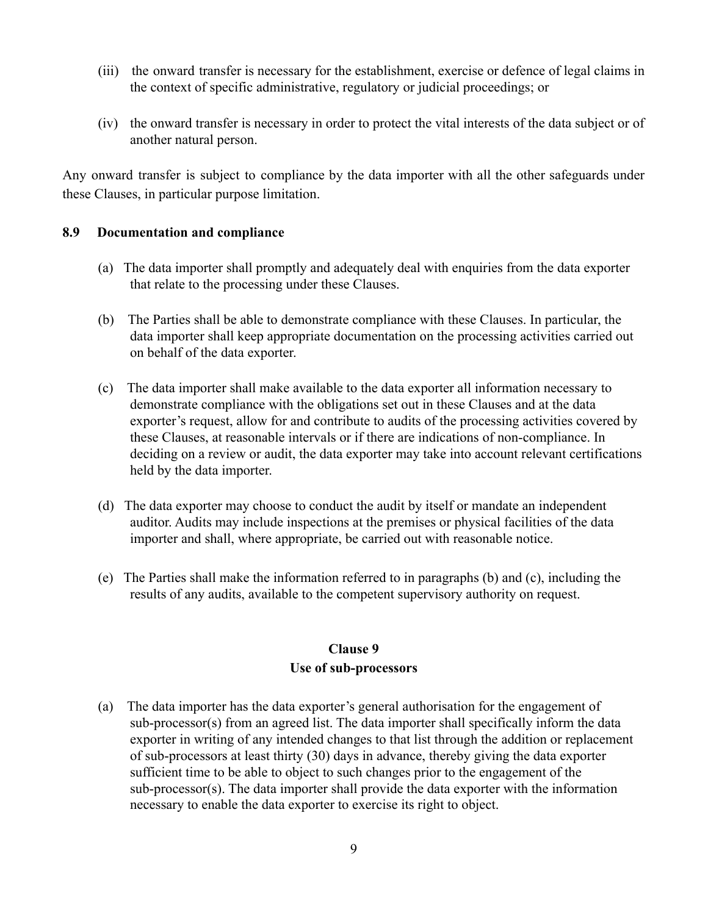(iii) the onward transfer is necessary for the establishment, exercise or defence of legal claims in the context of specific administrative, regulatory or judicial proceedings; or

(iv) the onward transfer is necessary in order to protect the vital interests of the data subject or of another natural person.

Any onward transfer is subject to compliance by the data importer with all the other safeguards under these Clauses, in particular purpose limitation.

### 8.9 Documentation and compliance

(a) The data importer shall promptly and adequately deal with enquiries from the data exporter that relate to the processing under these Clauses.

(b) The Parties shall be able to demonstrate compliance with these Clauses. In particular, the data importer shall keep appropriate documentation on the processing activities carried out on behalf of the data exporter.

(c) The data importer shall make available to the data exporter all information necessary to demonstrate compliance with the obligations set out in these Clauses and at the data exporter's request, allow for and contribute to audits of the processing activities covered by these Clauses, at reasonable intervals or if there are indications of non-compliance. In deciding on a review or audit, the data exporter may take into account relevant certifications held by the data importer.

(d) The data exporter may choose to conduct the audit by itself or mandate an independent auditor. Audits may include inspections at the premises or physical facilities of the data importer and shall, where appropriate, be carried out with reasonable notice.

(e) The Parties shall make the information referred to in paragraphs (b) and (c), including the results of any audits, available to the competent supervisory authority on request.

## Clause 9
## Use of sub-processors

(a) The data importer has the data exporter's general authorisation for the engagement of sub-processor(s) from an agreed list. The data importer shall specifically inform the data exporter in writing of any intended changes to that list through the addition or replacement of sub-processors at least thirty (30) days in advance, thereby giving the data exporter sufficient time to be able to object to such changes prior to the engagement of the sub-processor(s). The data importer shall provide the data exporter with the information necessary to enable the data exporter to exercise its right to object.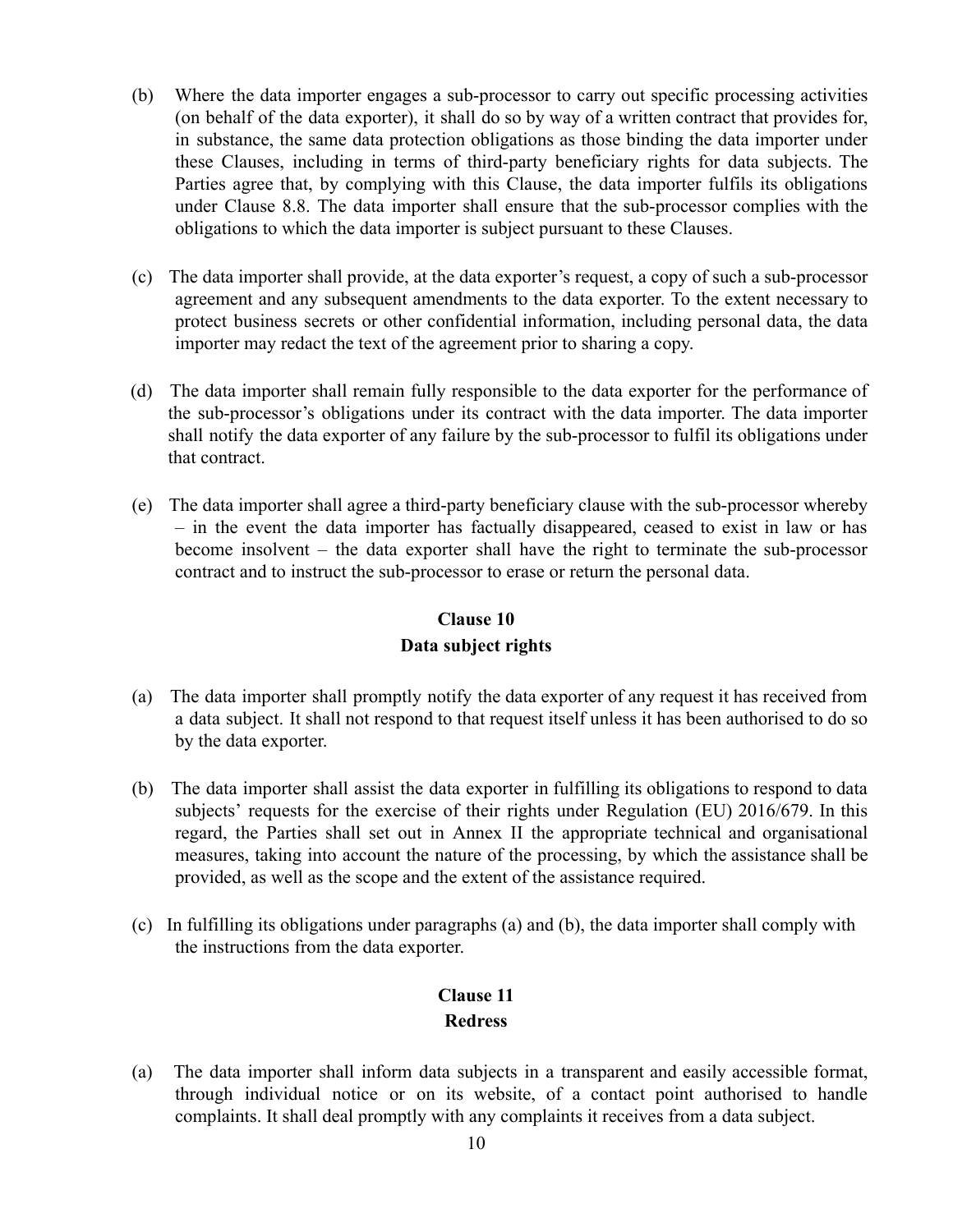(b) Where the data importer engages a sub-processor to carry out specific processing activities (on behalf of the data exporter), it shall do so by way of a written contract that provides for, in substance, the same data protection obligations as those binding the data importer under these Clauses, including in terms of third-party beneficiary rights for data subjects. The Parties agree that, by complying with this Clause, the data importer fulfils its obligations under Clause 8.8. The data importer shall ensure that the sub-processor complies with the obligations to which the data importer is subject pursuant to these Clauses.

(c) The data importer shall provide, at the data exporter's request, a copy of such a sub-processor agreement and any subsequent amendments to the data exporter. To the extent necessary to protect business secrets or other confidential information, including personal data, the data importer may redact the text of the agreement prior to sharing a copy.

(d) The data importer shall remain fully responsible to the data exporter for the performance of the sub-processor's obligations under its contract with the data importer. The data importer shall notify the data exporter of any failure by the sub-processor to fulfil its obligations under that contract.

(e) The data importer shall agree a third-party beneficiary clause with the sub-processor whereby – in the event the data importer has factually disappeared, ceased to exist in law or has become insolvent – the data exporter shall have the right to terminate the sub-processor contract and to instruct the sub-processor to erase or return the personal data.

## Clause 10
## Data subject rights

(a) The data importer shall promptly notify the data exporter of any request it has received from a data subject. It shall not respond to that request itself unless it has been authorised to do so by the data exporter.

(b) The data importer shall assist the data exporter in fulfilling its obligations to respond to data subjects' requests for the exercise of their rights under Regulation (EU) 2016/679. In this regard, the Parties shall set out in Annex II the appropriate technical and organisational measures, taking into account the nature of the processing, by which the assistance shall be provided, as well as the scope and the extent of the assistance required.

(c) In fulfilling its obligations under paragraphs (a) and (b), the data importer shall comply with the instructions from the data exporter.

## Clause 11
## Redress

(a) The data importer shall inform data subjects in a transparent and easily accessible format, through individual notice or on its website, of a contact point authorised to handle complaints. It shall deal promptly with any complaints it receives from a data subject.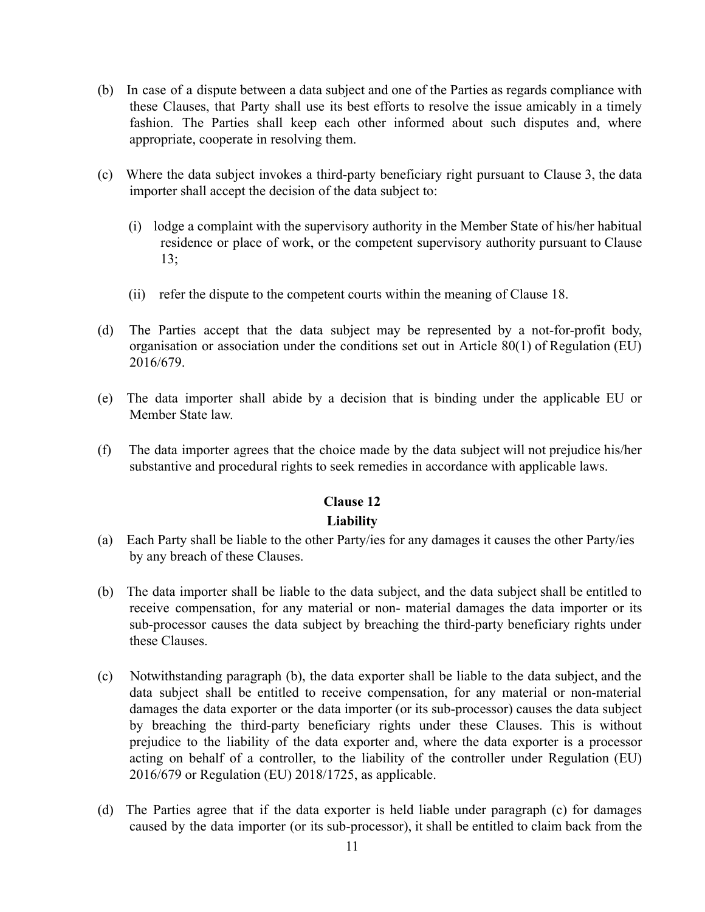(b) In case of a dispute between a data subject and one of the Parties as regards compliance with these Clauses, that Party shall use its best efforts to resolve the issue amicably in a timely fashion. The Parties shall keep each other informed about such disputes and, where appropriate, cooperate in resolving them.

(c) Where the data subject invokes a third-party beneficiary right pursuant to Clause 3, the data importer shall accept the decision of the data subject to:

(i) lodge a complaint with the supervisory authority in the Member State of his/her habitual residence or place of work, or the competent supervisory authority pursuant to Clause 13;

(ii) refer the dispute to the competent courts within the meaning of Clause 18.

(d) The Parties accept that the data subject may be represented by a not-for-profit body, organisation or association under the conditions set out in Article 80(1) of Regulation (EU) 2016/679.

(e) The data importer shall abide by a decision that is binding under the applicable EU or Member State law.

(f) The data importer agrees that the choice made by the data subject will not prejudice his/her substantive and procedural rights to seek remedies in accordance with applicable laws.

## Clause 12

## Liability

(a) Each Party shall be liable to the other Party/ies for any damages it causes the other Party/ies by any breach of these Clauses.

(b) The data importer shall be liable to the data subject, and the data subject shall be entitled to receive compensation, for any material or non- material damages the data importer or its sub-processor causes the data subject by breaching the third-party beneficiary rights under these Clauses.

(c) Notwithstanding paragraph (b), the data exporter shall be liable to the data subject, and the data subject shall be entitled to receive compensation, for any material or non-material damages the data exporter or the data importer (or its sub-processor) causes the data subject by breaching the third-party beneficiary rights under these Clauses. This is without prejudice to the liability of the data exporter and, where the data exporter is a processor acting on behalf of a controller, to the liability of the controller under Regulation (EU) 2016/679 or Regulation (EU) 2018/1725, as applicable.

(d) The Parties agree that if the data exporter is held liable under paragraph (c) for damages caused by the data importer (or its sub-processor), it shall be entitled to claim back from the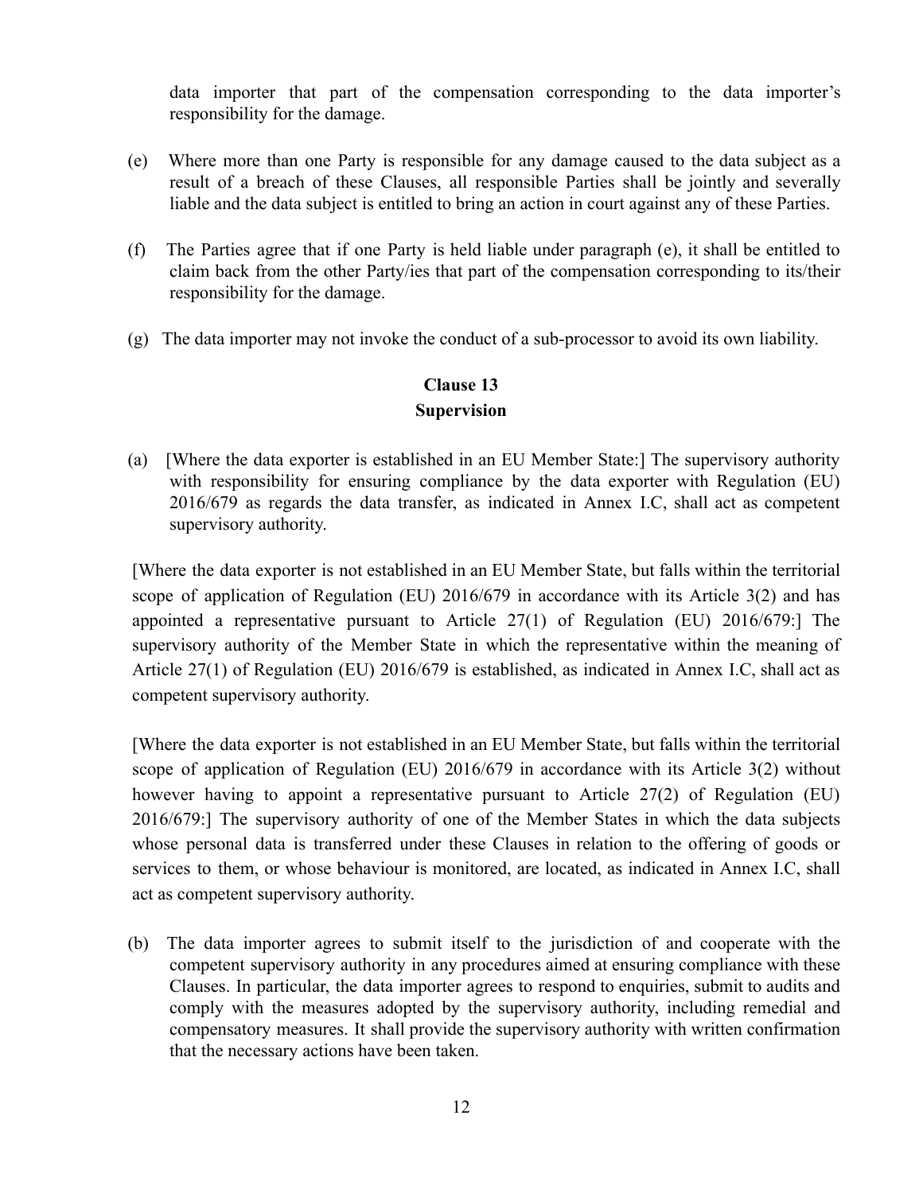data importer that part of the compensation corresponding to the data importer's responsibility for the damage.

(e) Where more than one Party is responsible for any damage caused to the data subject as a result of a breach of these Clauses, all responsible Parties shall be jointly and severally liable and the data subject is entitled to bring an action in court against any of these Parties.

(f) The Parties agree that if one Party is held liable under paragraph (e), it shall be entitled to claim back from the other Party/ies that part of the compensation corresponding to its/their responsibility for the damage.

(g) The data importer may not invoke the conduct of a sub-processor to avoid its own liability.

**Clause 13**
**Supervision**

(a) [Where the data exporter is established in an EU Member State:] The supervisory authority with responsibility for ensuring compliance by the data exporter with Regulation (EU) 2016/679 as regards the data transfer, as indicated in Annex I.C, shall act as competent supervisory authority.

[Where the data exporter is not established in an EU Member State, but falls within the territorial scope of application of Regulation (EU) 2016/679 in accordance with its Article 3(2) and has appointed a representative pursuant to Article 27(1) of Regulation (EU) 2016/679:] The supervisory authority of the Member State in which the representative within the meaning of Article 27(1) of Regulation (EU) 2016/679 is established, as indicated in Annex I.C, shall act as competent supervisory authority.

[Where the data exporter is not established in an EU Member State, but falls within the territorial scope of application of Regulation (EU) 2016/679 in accordance with its Article 3(2) without however having to appoint a representative pursuant to Article 27(2) of Regulation (EU) 2016/679:] The supervisory authority of one of the Member States in which the data subjects whose personal data is transferred under these Clauses in relation to the offering of goods or services to them, or whose behaviour is monitored, are located, as indicated in Annex I.C, shall act as competent supervisory authority.

(b) The data importer agrees to submit itself to the jurisdiction of and cooperate with the competent supervisory authority in any procedures aimed at ensuring compliance with these Clauses. In particular, the data importer agrees to respond to enquiries, submit to audits and comply with the measures adopted by the supervisory authority, including remedial and compensatory measures. It shall provide the supervisory authority with written confirmation that the necessary actions have been taken.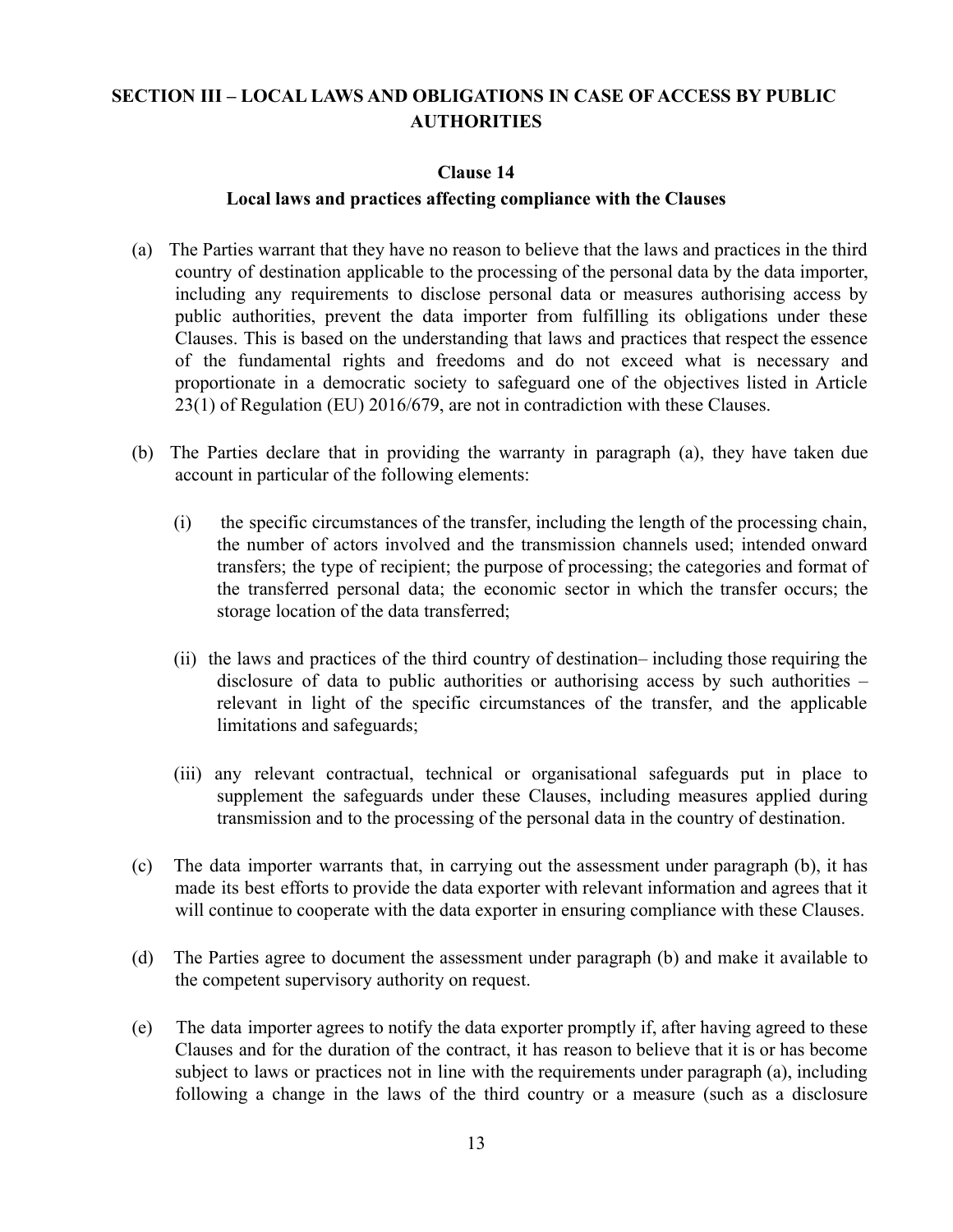## SECTION III – LOCAL LAWS AND OBLIGATIONS IN CASE OF ACCESS BY PUBLIC AUTHORITIES

### Clause 14

### Local laws and practices affecting compliance with the Clauses

(a) The Parties warrant that they have no reason to believe that the laws and practices in the third country of destination applicable to the processing of the personal data by the data importer, including any requirements to disclose personal data or measures authorising access by public authorities, prevent the data importer from fulfilling its obligations under these Clauses. This is based on the understanding that laws and practices that respect the essence of the fundamental rights and freedoms and do not exceed what is necessary and proportionate in a democratic society to safeguard one of the objectives listed in Article 23(1) of Regulation (EU) 2016/679, are not in contradiction with these Clauses.

(b) The Parties declare that in providing the warranty in paragraph (a), they have taken due account in particular of the following elements:

(i) the specific circumstances of the transfer, including the length of the processing chain, the number of actors involved and the transmission channels used; intended onward transfers; the type of recipient; the purpose of processing; the categories and format of the transferred personal data; the economic sector in which the transfer occurs; the storage location of the data transferred;

(ii) the laws and practices of the third country of destination– including those requiring the disclosure of data to public authorities or authorising access by such authorities – relevant in light of the specific circumstances of the transfer, and the applicable limitations and safeguards;

(iii) any relevant contractual, technical or organisational safeguards put in place to supplement the safeguards under these Clauses, including measures applied during transmission and to the processing of the personal data in the country of destination.

(c) The data importer warrants that, in carrying out the assessment under paragraph (b), it has made its best efforts to provide the data exporter with relevant information and agrees that it will continue to cooperate with the data exporter in ensuring compliance with these Clauses.

(d) The Parties agree to document the assessment under paragraph (b) and make it available to the competent supervisory authority on request.

(e) The data importer agrees to notify the data exporter promptly if, after having agreed to these Clauses and for the duration of the contract, it has reason to believe that it is or has become subject to laws or practices not in line with the requirements under paragraph (a), including following a change in the laws of the third country or a measure (such as a disclosure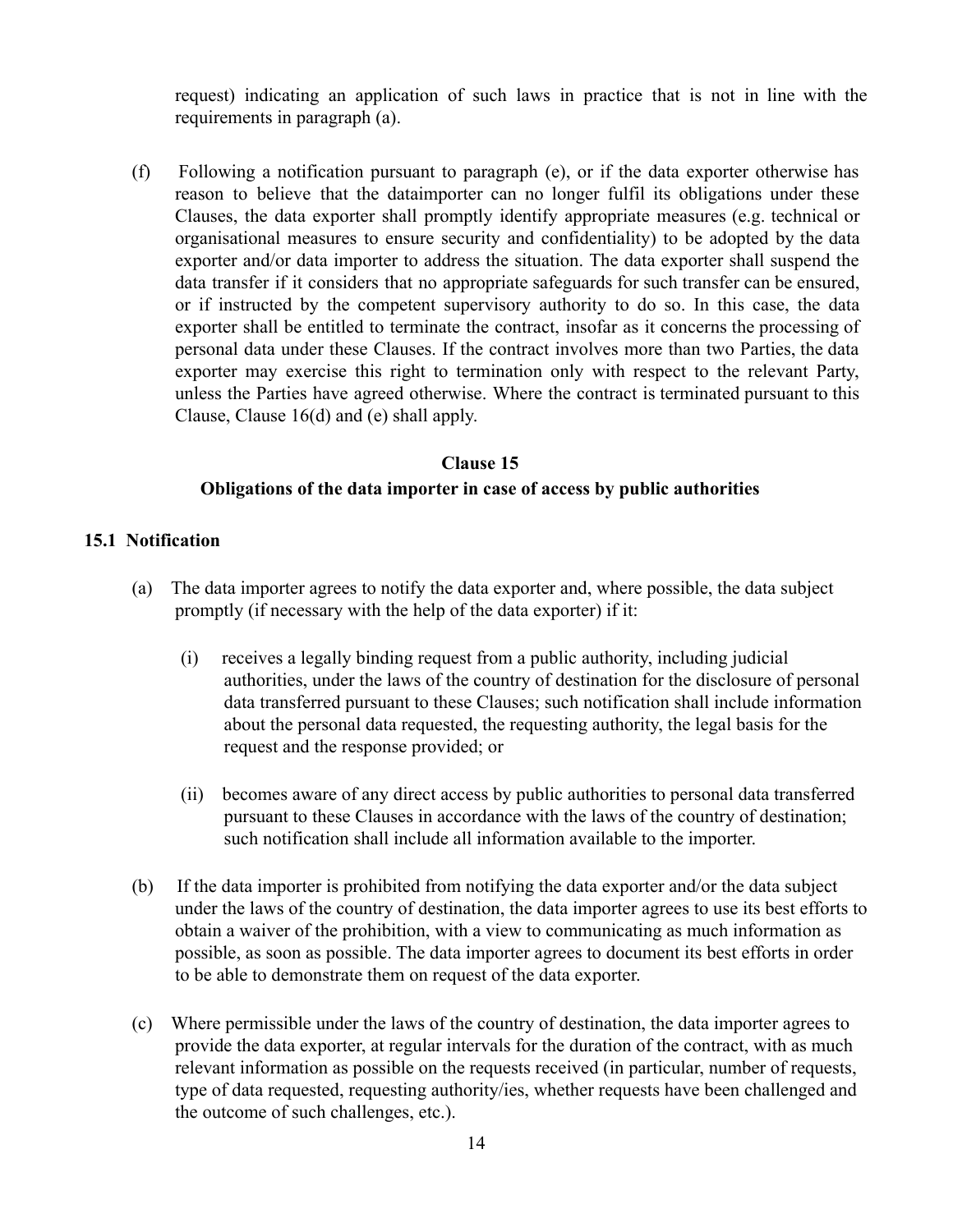request) indicating an application of such laws in practice that is not in line with the requirements in paragraph (a).

(f) Following a notification pursuant to paragraph (e), or if the data exporter otherwise has reason to believe that the dataimporter can no longer fulfil its obligations under these Clauses, the data exporter shall promptly identify appropriate measures (e.g. technical or organisational measures to ensure security and confidentiality) to be adopted by the data exporter and/or data importer to address the situation. The data exporter shall suspend the data transfer if it considers that no appropriate safeguards for such transfer can be ensured, or if instructed by the competent supervisory authority to do so. In this case, the data exporter shall be entitled to terminate the contract, insofar as it concerns the processing of personal data under these Clauses. If the contract involves more than two Parties, the data exporter may exercise this right to termination only with respect to the relevant Party, unless the Parties have agreed otherwise. Where the contract is terminated pursuant to this Clause, Clause 16(d) and (e) shall apply.

## Clause 15
## Obligations of the data importer in case of access by public authorities

### 15.1 Notification

(a) The data importer agrees to notify the data exporter and, where possible, the data subject promptly (if necessary with the help of the data exporter) if it:

(i) receives a legally binding request from a public authority, including judicial authorities, under the laws of the country of destination for the disclosure of personal data transferred pursuant to these Clauses; such notification shall include information about the personal data requested, the requesting authority, the legal basis for the request and the response provided; or

(ii) becomes aware of any direct access by public authorities to personal data transferred pursuant to these Clauses in accordance with the laws of the country of destination; such notification shall include all information available to the importer.

(b) If the data importer is prohibited from notifying the data exporter and/or the data subject under the laws of the country of destination, the data importer agrees to use its best efforts to obtain a waiver of the prohibition, with a view to communicating as much information as possible, as soon as possible. The data importer agrees to document its best efforts in order to be able to demonstrate them on request of the data exporter.

(c) Where permissible under the laws of the country of destination, the data importer agrees to provide the data exporter, at regular intervals for the duration of the contract, with as much relevant information as possible on the requests received (in particular, number of requests, type of data requested, requesting authority/ies, whether requests have been challenged and the outcome of such challenges, etc.).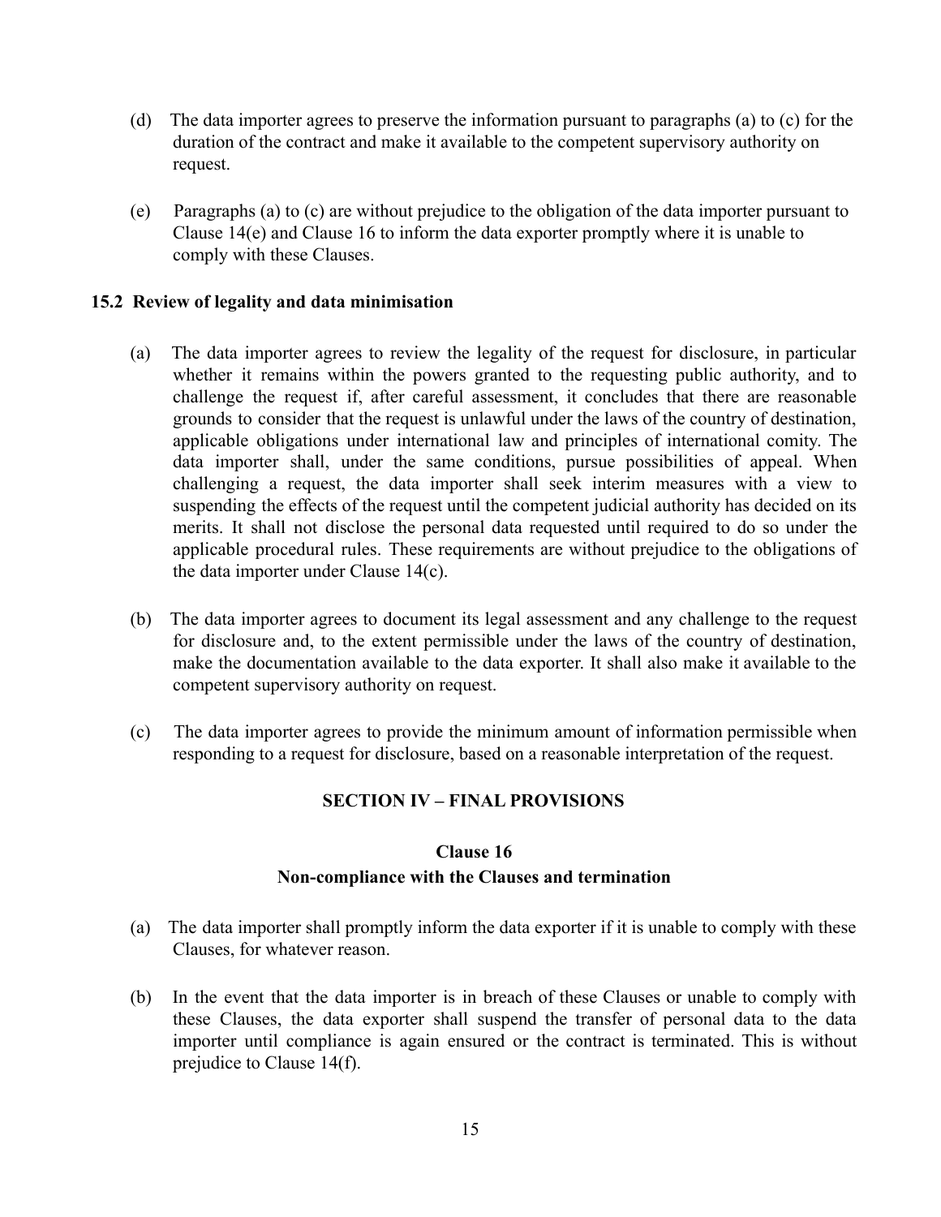(d) The data importer agrees to preserve the information pursuant to paragraphs (a) to (c) for the duration of the contract and make it available to the competent supervisory authority on request.

(e) Paragraphs (a) to (c) are without prejudice to the obligation of the data importer pursuant to Clause 14(e) and Clause 16 to inform the data exporter promptly where it is unable to comply with these Clauses.

### 15.2 Review of legality and data minimisation

(a) The data importer agrees to review the legality of the request for disclosure, in particular whether it remains within the powers granted to the requesting public authority, and to challenge the request if, after careful assessment, it concludes that there are reasonable grounds to consider that the request is unlawful under the laws of the country of destination, applicable obligations under international law and principles of international comity. The data importer shall, under the same conditions, pursue possibilities of appeal. When challenging a request, the data importer shall seek interim measures with a view to suspending the effects of the request until the competent judicial authority has decided on its merits. It shall not disclose the personal data requested until required to do so under the applicable procedural rules. These requirements are without prejudice to the obligations of the data importer under Clause 14(c).

(b) The data importer agrees to document its legal assessment and any challenge to the request for disclosure and, to the extent permissible under the laws of the country of destination, make the documentation available to the data exporter. It shall also make it available to the competent supervisory authority on request.

(c) The data importer agrees to provide the minimum amount of information permissible when responding to a request for disclosure, based on a reasonable interpretation of the request.

## SECTION IV – FINAL PROVISIONS

### Clause 16
### Non-compliance with the Clauses and termination

(a) The data importer shall promptly inform the data exporter if it is unable to comply with these Clauses, for whatever reason.

(b) In the event that the data importer is in breach of these Clauses or unable to comply with these Clauses, the data exporter shall suspend the transfer of personal data to the data importer until compliance is again ensured or the contract is terminated. This is without prejudice to Clause 14(f).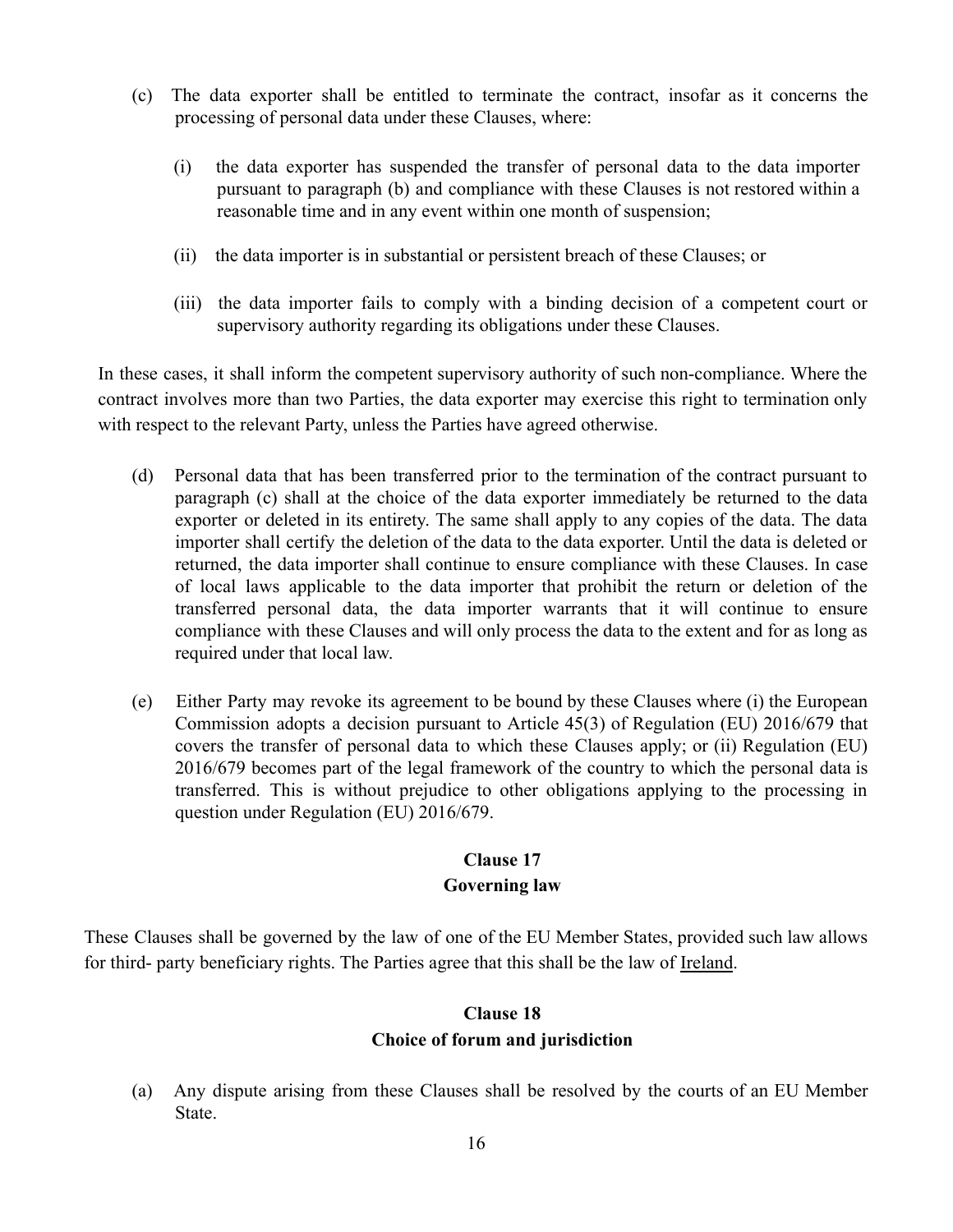(c) The data exporter shall be entitled to terminate the contract, insofar as it concerns the processing of personal data under these Clauses, where:

   (i) the data exporter has suspended the transfer of personal data to the data importer pursuant to paragraph (b) and compliance with these Clauses is not restored within a reasonable time and in any event within one month of suspension;

   (ii) the data importer is in substantial or persistent breach of these Clauses; or

   (iii) the data importer fails to comply with a binding decision of a competent court or supervisory authority regarding its obligations under these Clauses.

In these cases, it shall inform the competent supervisory authority of such non-compliance. Where the contract involves more than two Parties, the data exporter may exercise this right to termination only with respect to the relevant Party, unless the Parties have agreed otherwise.

(d) Personal data that has been transferred prior to the termination of the contract pursuant to paragraph (c) shall at the choice of the data exporter immediately be returned to the data exporter or deleted in its entirety. The same shall apply to any copies of the data. The data importer shall certify the deletion of the data to the data exporter. Until the data is deleted or returned, the data importer shall continue to ensure compliance with these Clauses. In case of local laws applicable to the data importer that prohibit the return or deletion of the transferred personal data, the data importer warrants that it will continue to ensure compliance with these Clauses and will only process the data to the extent and for as long as required under that local law.

(e) Either Party may revoke its agreement to be bound by these Clauses where (i) the European Commission adopts a decision pursuant to Article 45(3) of Regulation (EU) 2016/679 that covers the transfer of personal data to which these Clauses apply; or (ii) Regulation (EU) 2016/679 becomes part of the legal framework of the country to which the personal data is transferred. This is without prejudice to other obligations applying to the processing in question under Regulation (EU) 2016/679.

### Clause 17
### Governing law

These Clauses shall be governed by the law of one of the EU Member States, provided such law allows for third- party beneficiary rights. The Parties agree that this shall be the law of Ireland.

### Clause 18
### Choice of forum and jurisdiction

(a) Any dispute arising from these Clauses shall be resolved by the courts of an EU Member State.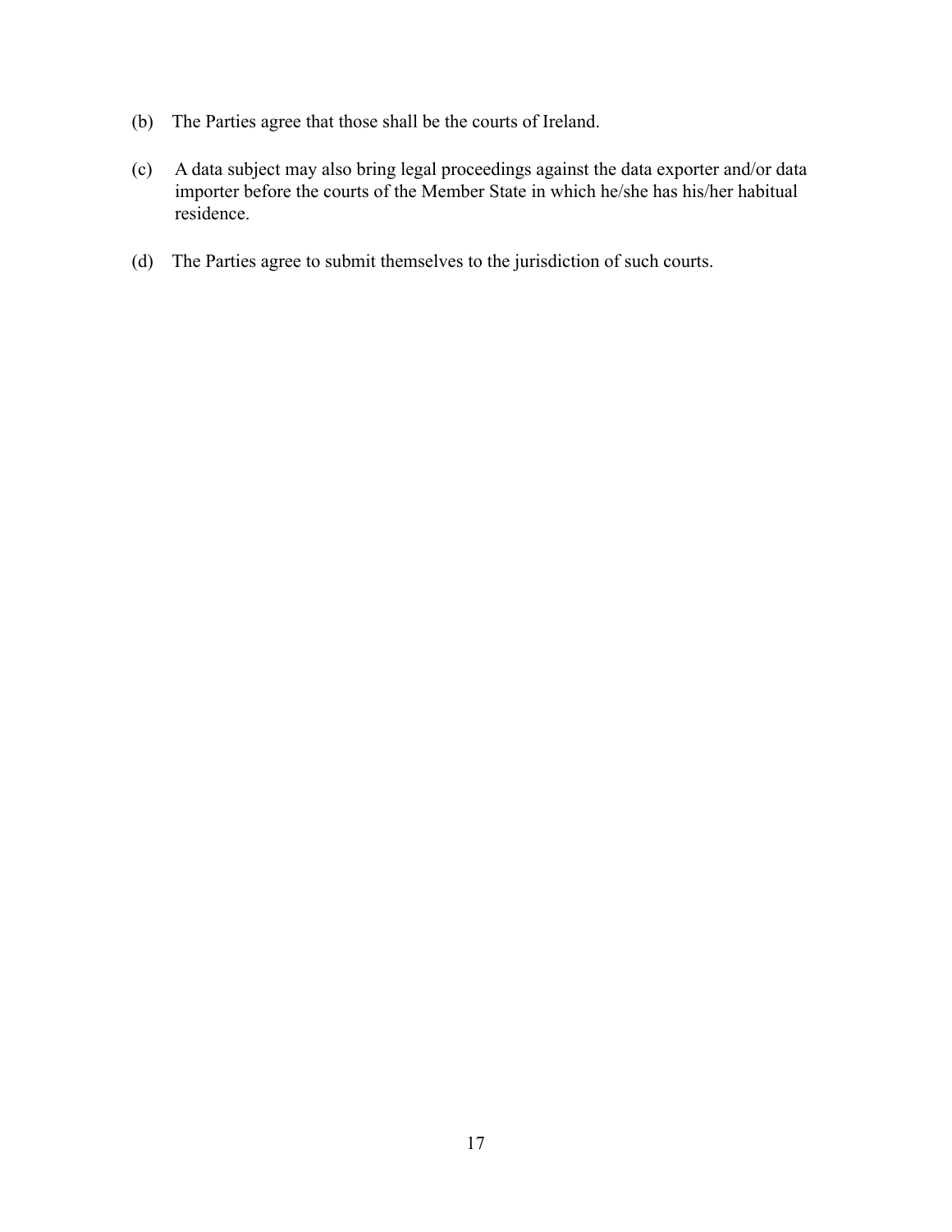(b) The Parties agree that those shall be the courts of Ireland.

(c) A data subject may also bring legal proceedings against the data exporter and/or data importer before the courts of the Member State in which he/she has his/her habitual residence.

(d) The Parties agree to submit themselves to the jurisdiction of such courts.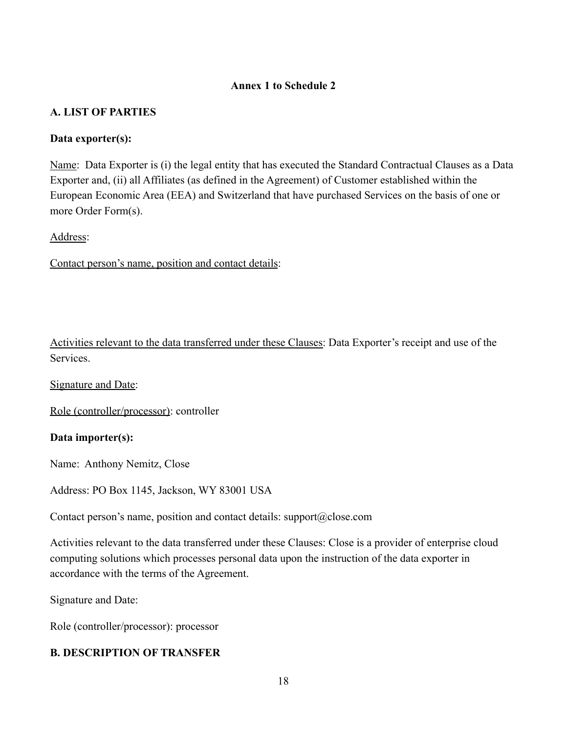## Annex 1 to Schedule 2

### A. LIST OF PARTIES

**Data exporter(s):**

Name: Data Exporter is (i) the legal entity that has executed the Standard Contractual Clauses as a Data Exporter and, (ii) all Affiliates (as defined in the Agreement) of Customer established within the European Economic Area (EEA) and Switzerland that have purchased Services on the basis of one or more Order Form(s).

Address:

Contact person's name, position and contact details:

Activities relevant to the data transferred under these Clauses: Data Exporter's receipt and use of the Services.

Signature and Date:

Role (controller/processor): controller

**Data importer(s):**

Name: Anthony Nemitz, Close

Address: PO Box 1145, Jackson, WY 83001 USA

Contact person's name, position and contact details: support@close.com

Activities relevant to the data transferred under these Clauses: Close is a provider of enterprise cloud computing solutions which processes personal data upon the instruction of the data exporter in accordance with the terms of the Agreement.

Signature and Date:

Role (controller/processor): processor

### B. DESCRIPTION OF TRANSFER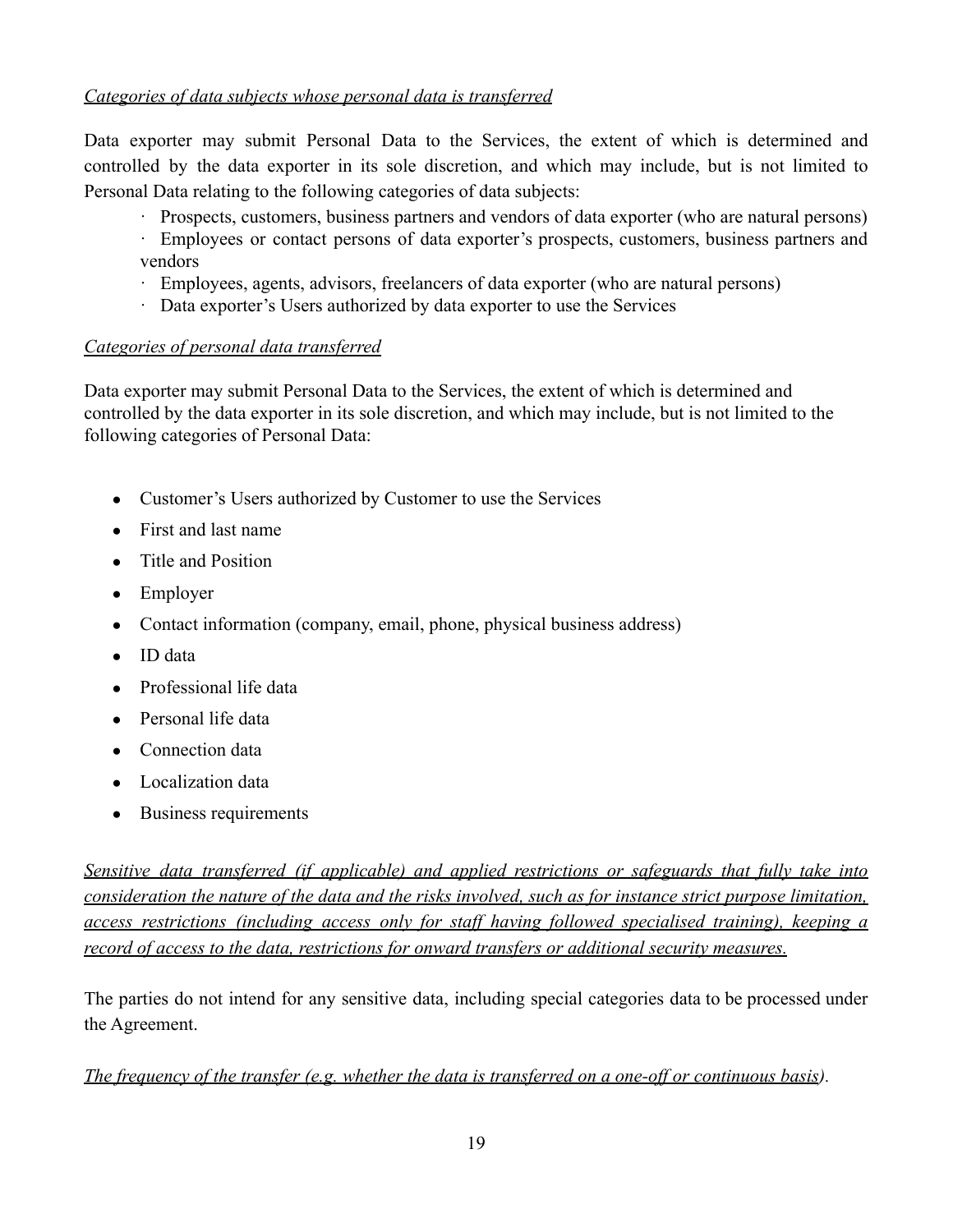*Categories of data subjects whose personal data is transferred*

Data exporter may submit Personal Data to the Services, the extent of which is determined and controlled by the data exporter in its sole discretion, and which may include, but is not limited to Personal Data relating to the following categories of data subjects:

- Prospects, customers, business partners and vendors of data exporter (who are natural persons)
- Employees or contact persons of data exporter's prospects, customers, business partners and vendors
- Employees, agents, advisors, freelancers of data exporter (who are natural persons)
- Data exporter's Users authorized by data exporter to use the Services

*Categories of personal data transferred*

Data exporter may submit Personal Data to the Services, the extent of which is determined and controlled by the data exporter in its sole discretion, and which may include, but is not limited to the following categories of Personal Data:

- Customer's Users authorized by Customer to use the Services
- First and last name
- Title and Position
- Employer
- Contact information (company, email, phone, physical business address)
- ID data
- Professional life data
- Personal life data
- Connection data
- Localization data
- Business requirements

*Sensitive data transferred (if applicable) and applied restrictions or safeguards that fully take into consideration the nature of the data and the risks involved, such as for instance strict purpose limitation, access restrictions (including access only for staff having followed specialised training), keeping a record of access to the data, restrictions for onward transfers or additional security measures.*

The parties do not intend for any sensitive data, including special categories data to be processed under the Agreement.

*The frequency of the transfer (e.g. whether the data is transferred on a one-off or continuous basis).*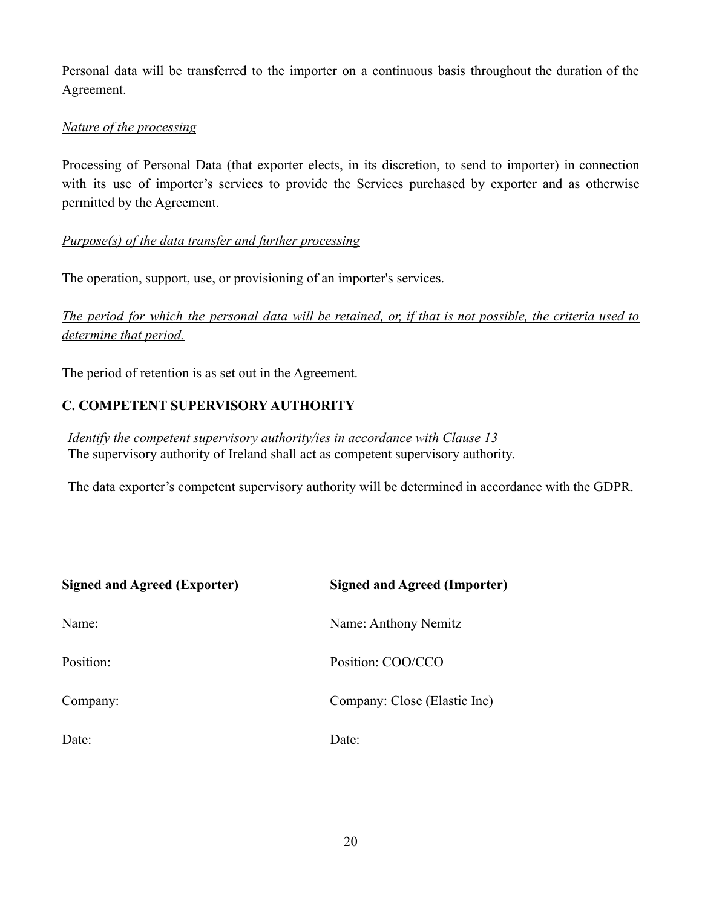Personal data will be transferred to the importer on a continuous basis throughout the duration of the Agreement.

*Nature of the processing*

Processing of Personal Data (that exporter elects, in its discretion, to send to importer) in connection with its use of importer's services to provide the Services purchased by exporter and as otherwise permitted by the Agreement.

*Purpose(s) of the data transfer and further processing*

The operation, support, use, or provisioning of an importer's services.

*The period for which the personal data will be retained, or, if that is not possible, the criteria used to determine that period.*

The period of retention is as set out in the Agreement.

### C. COMPETENT SUPERVISORY AUTHORITY

*Identify the competent supervisory authority/ies in accordance with Clause 13*
The supervisory authority of Ireland shall act as competent supervisory authority.

The data exporter's competent supervisory authority will be determined in accordance with the GDPR.

| **Signed and Agreed (Exporter)** | **Signed and Agreed (Importer)** |
| --- | --- |
| Name: | Name: Anthony Nemitz |
| Position: | Position: COO/CCO |
| Company: | Company: Close (Elastic Inc) |
| Date: | Date: |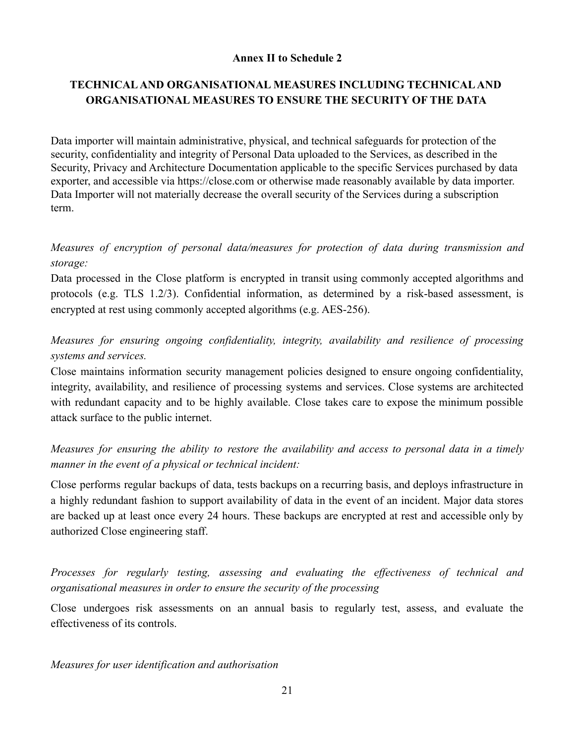**Annex II to Schedule 2**

**TECHNICAL AND ORGANISATIONAL MEASURES INCLUDING TECHNICAL AND ORGANISATIONAL MEASURES TO ENSURE THE SECURITY OF THE DATA**

Data importer will maintain administrative, physical, and technical safeguards for protection of the security, confidentiality and integrity of Personal Data uploaded to the Services, as described in the Security, Privacy and Architecture Documentation applicable to the specific Services purchased by data exporter, and accessible via https://close.com or otherwise made reasonably available by data importer. Data Importer will not materially decrease the overall security of the Services during a subscription term.

*Measures of encryption of personal data/measures for protection of data during transmission and storage:*

Data processed in the Close platform is encrypted in transit using commonly accepted algorithms and protocols (e.g. TLS 1.2/3). Confidential information, as determined by a risk-based assessment, is encrypted at rest using commonly accepted algorithms (e.g. AES-256).

*Measures for ensuring ongoing confidentiality, integrity, availability and resilience of processing systems and services.*

Close maintains information security management policies designed to ensure ongoing confidentiality, integrity, availability, and resilience of processing systems and services. Close systems are architected with redundant capacity and to be highly available. Close takes care to expose the minimum possible attack surface to the public internet.

*Measures for ensuring the ability to restore the availability and access to personal data in a timely manner in the event of a physical or technical incident:*

Close performs regular backups of data, tests backups on a recurring basis, and deploys infrastructure in a highly redundant fashion to support availability of data in the event of an incident. Major data stores are backed up at least once every 24 hours. These backups are encrypted at rest and accessible only by authorized Close engineering staff.

*Processes for regularly testing, assessing and evaluating the effectiveness of technical and organisational measures in order to ensure the security of the processing*

Close undergoes risk assessments on an annual basis to regularly test, assess, and evaluate the effectiveness of its controls.

*Measures for user identification and authorisation*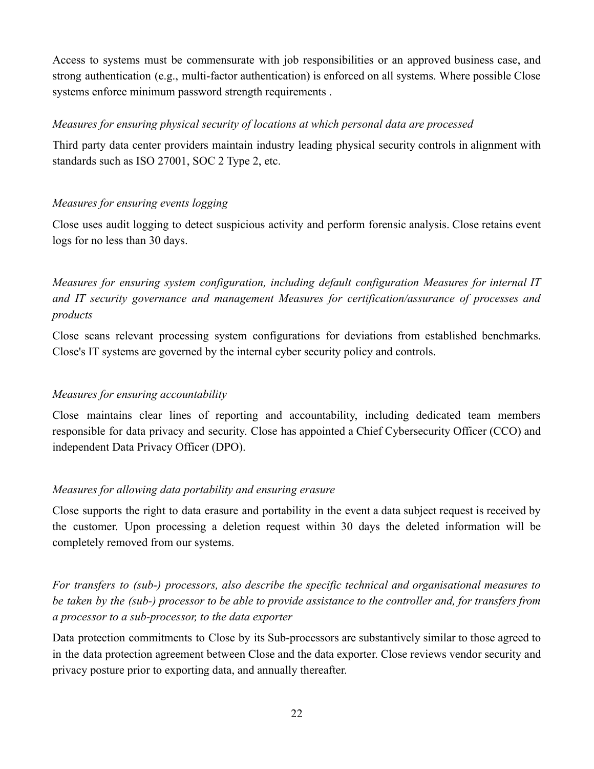Access to systems must be commensurate with job responsibilities or an approved business case, and strong authentication (e.g., multi-factor authentication) is enforced on all systems. Where possible Close systems enforce minimum password strength requirements .

*Measures for ensuring physical security of locations at which personal data are processed*

Third party data center providers maintain industry leading physical security controls in alignment with standards such as ISO 27001, SOC 2 Type 2, etc.

*Measures for ensuring events logging*

Close uses audit logging to detect suspicious activity and perform forensic analysis. Close retains event logs for no less than 30 days.

*Measures for ensuring system configuration, including default configuration Measures for internal IT and IT security governance and management Measures for certification/assurance of processes and products*

Close scans relevant processing system configurations for deviations from established benchmarks. Close's IT systems are governed by the internal cyber security policy and controls.

*Measures for ensuring accountability*

Close maintains clear lines of reporting and accountability, including dedicated team members responsible for data privacy and security. Close has appointed a Chief Cybersecurity Officer (CCO) and independent Data Privacy Officer (DPO).

*Measures for allowing data portability and ensuring erasure*

Close supports the right to data erasure and portability in the event a data subject request is received by the customer. Upon processing a deletion request within 30 days the deleted information will be completely removed from our systems.

*For transfers to (sub-) processors, also describe the specific technical and organisational measures to be taken by the (sub-) processor to be able to provide assistance to the controller and, for transfers from a processor to a sub-processor, to the data exporter*

Data protection commitments to Close by its Sub-processors are substantively similar to those agreed to in the data protection agreement between Close and the data exporter. Close reviews vendor security and privacy posture prior to exporting data, and annually thereafter.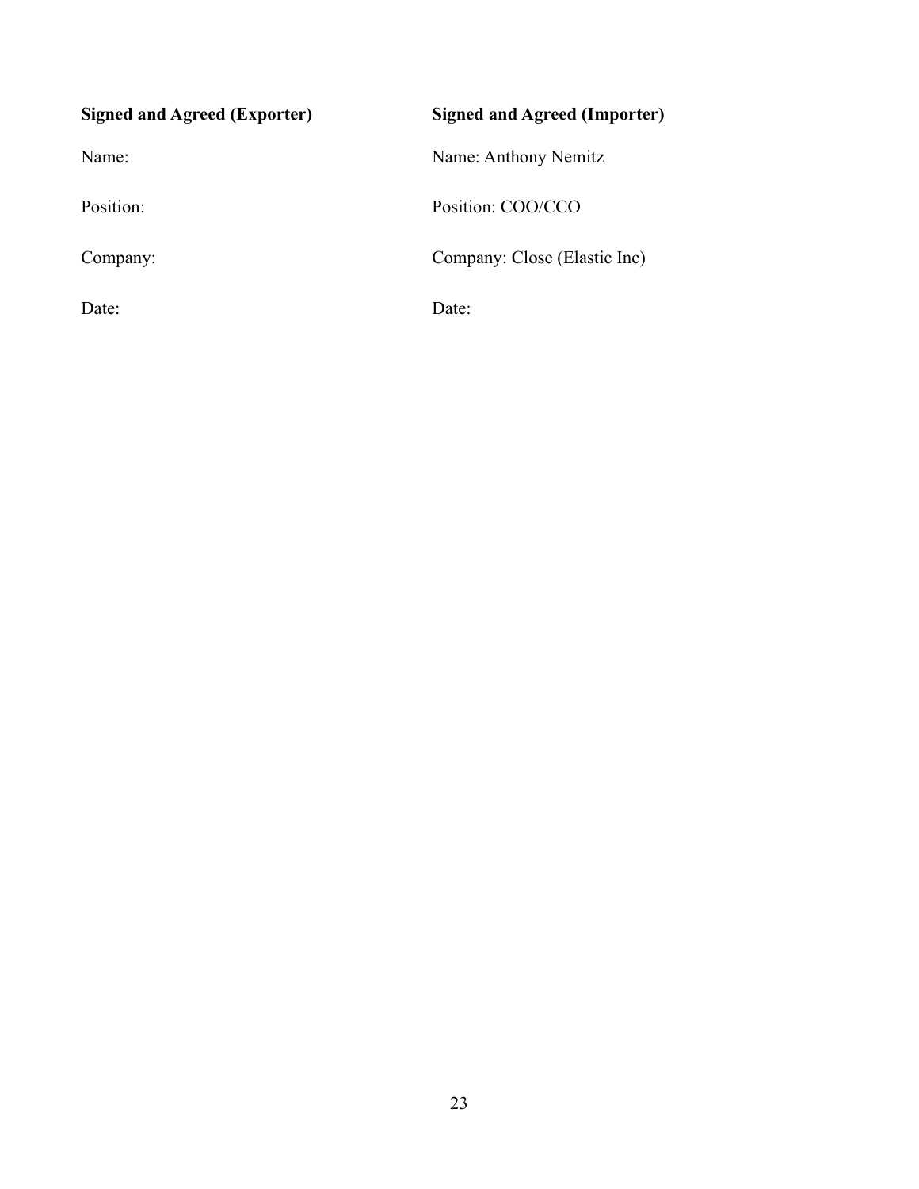| **Signed and Agreed (Exporter)** | **Signed and Agreed (Importer)** |
|---|---|
| Name: | Name: Anthony Nemitz |
| Position: | Position: COO/CCO |
| Company: | Company: Close (Elastic Inc) |
| Date: | Date: |